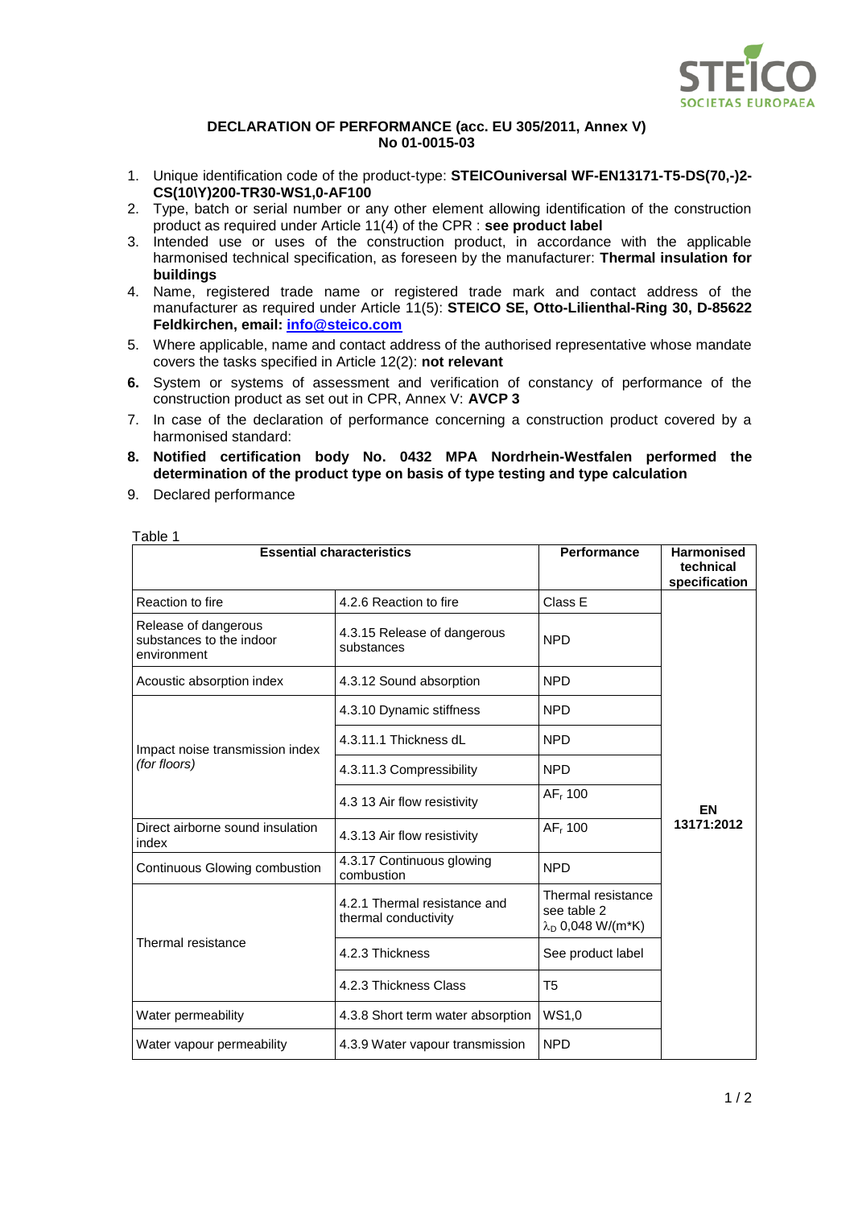**DECLARATION OF PERFORMANCE (acc. EU 305/2011, Annex V)**
**No 01-0015-03**

1. Unique identification code of the product-type: **STEICOuniversal WF-EN13171-T5-DS(70,-)2-CS(10\Y)200-TR30-WS1,0-AF100**
2. Type, batch or serial number or any other element allowing identification of the construction product as required under Article 11(4) of the CPR : **see product label**
3. Intended use or uses of the construction product, in accordance with the applicable harmonised technical specification, as foreseen by the manufacturer: **Thermal insulation for buildings**
4. Name, registered trade name or registered trade mark and contact address of the manufacturer as required under Article 11(5): **STEICO SE, Otto-Lilienthal-Ring 30, D-85622 Feldkirchen, email: info@steico.com**
5. Where applicable, name and contact address of the authorised representative whose mandate covers the tasks specified in Article 12(2): **not relevant**
6. System or systems of assessment and verification of constancy of performance of the construction product as set out in CPR, Annex V: **AVCP 3**
7. In case of the declaration of performance concerning a construction product covered by a harmonised standard:
8. **Notified certification body No. 0432 MPA Nordrhein-Westfalen performed the determination of the product type on basis of type testing and type calculation**
9. Declared performance

Table 1

| Essential characteristics | | Performance | Harmonised technical specification |
|---|---|---|---|
| Reaction to fire | 4.2.6 Reaction to fire | Class E | EN 13171:2012 |
| Release of dangerous substances to the indoor environment | 4.3.15 Release of dangerous substances | NPD | |
| Acoustic absorption index | 4.3.12 Sound absorption | NPD | |
| Impact noise transmission index *(for floors)* | 4.3.10 Dynamic stiffness | NPD | |
| | 4.3.11.1 Thickness dL | NPD | |
| | 4.3.11.3 Compressibility | NPD | |
| | 4.3 13 Air flow resistivity | $AF_r$ 100 | |
| Direct airborne sound insulation index | 4.3.13 Air flow resistivity | $AF_r$ 100 | |
| Continuous Glowing combustion | 4.3.17 Continuous glowing combustion | NPD | |
| Thermal resistance | 4.2.1 Thermal resistance and thermal conductivity | Thermal resistance see table 2 $\lambda_D$ 0,048 W/(m*K) | |
| | 4.2.3 Thickness | See product label | |
| | 4.2.3 Thickness Class | T5 | |
| Water permeability | 4.3.8 Short term water absorption | WS1,0 | |
| Water vapour permeability | 4.3.9 Water vapour transmission | NPD | |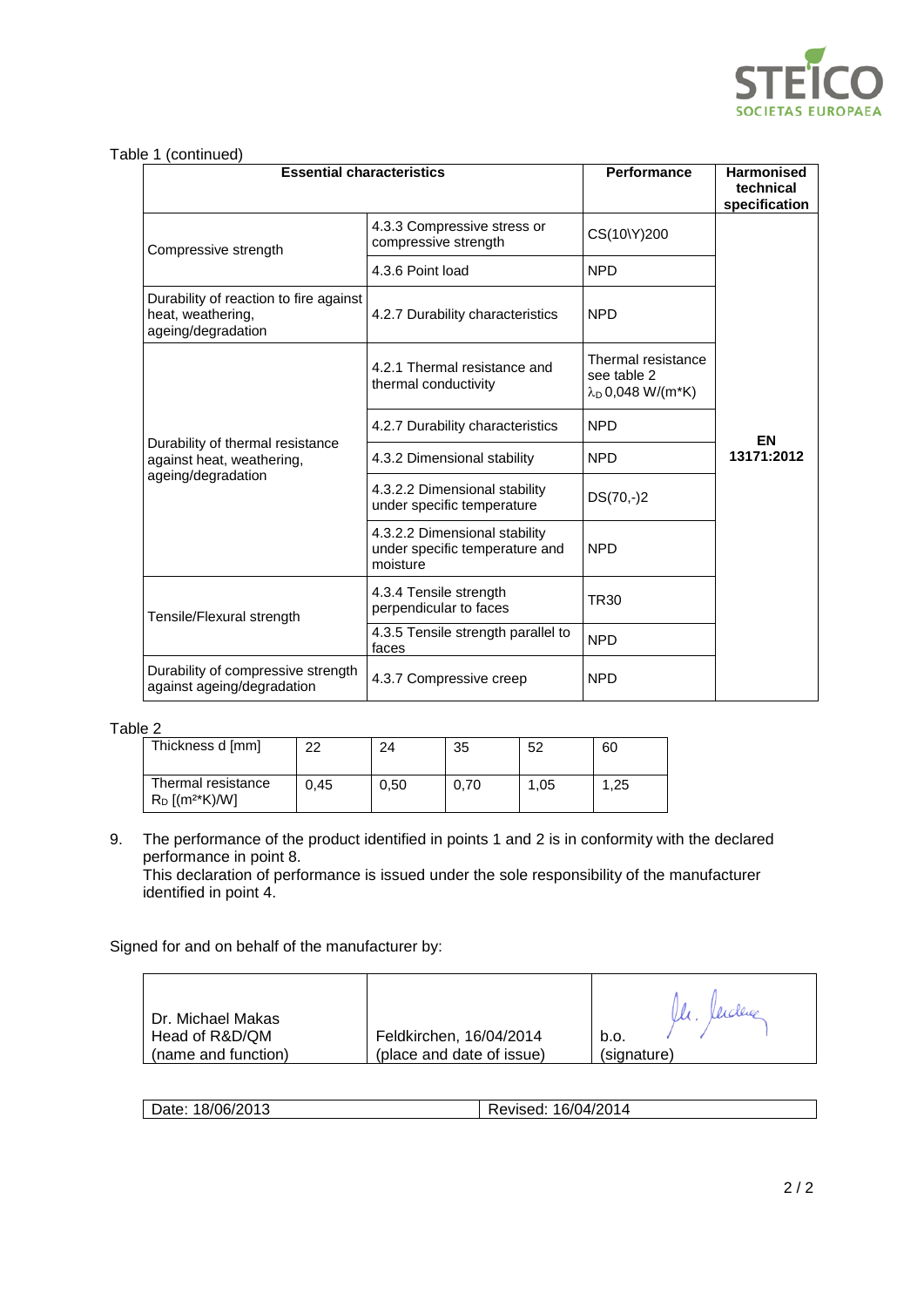Table 1 (continued)

| Essential characteristics | | Performance | Harmonised technical specification |
|---|---|---|---|
| Compressive strength | 4.3.3 Compressive stress or compressive strength | CS(10\Y)200 | **EN 13171:2012** |
| | 4.3.6 Point load | NPD | |
| Durability of reaction to fire against heat, weathering, ageing/degradation | 4.2.7 Durability characteristics | NPD | |
| Durability of thermal resistance against heat, weathering, ageing/degradation | 4.2.1 Thermal resistance and thermal conductivity | Thermal resistance see table 2 $\lambda_D$ 0,048 W/(m*K) | |
| | 4.2.7 Durability characteristics | NPD | |
| | 4.3.2 Dimensional stability | NPD | |
| | 4.3.2.2 Dimensional stability under specific temperature | DS(70,-)2 | |
| | 4.3.2.2 Dimensional stability under specific temperature and moisture | NPD | |
| Tensile/Flexural strength | 4.3.4 Tensile strength perpendicular to faces | TR30 | |
| | 4.3.5 Tensile strength parallel to faces | NPD | |
| Durability of compressive strength against ageing/degradation | 4.3.7 Compressive creep | NPD | |

Table 2

| Thickness d [mm] | 22 | 24 | 35 | 52 | 60 |
|---|---|---|---|---|---|
| Thermal resistance $R_D$ [(m²*K)/W] | 0,45 | 0,50 | 0,70 | 1,05 | 1,25 |

9. The performance of the product identified in points 1 and 2 is in conformity with the declared performance in point 8.
   This declaration of performance is issued under the sole responsibility of the manufacturer identified in point 4.

Signed for and on behalf of the manufacturer by:

| | | |
|---|---|---|
| Dr. Michael Makas<br>Head of R&D/QM<br>(name and function) | Feldkirchen, 16/04/2014<br>(place and date of issue) | b.o.<br>(signature) |

| | |
|---|---|
| Date: 18/06/2013 | Revised: 16/04/2014 |